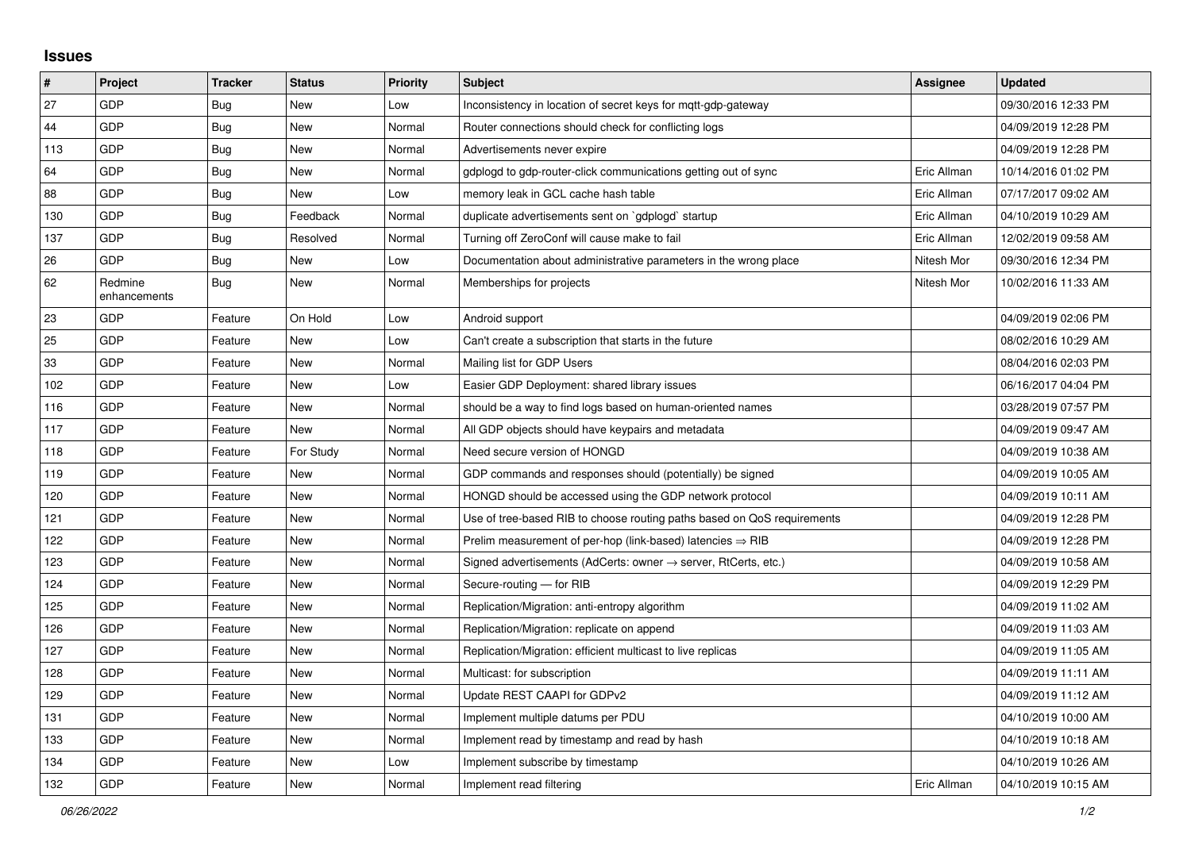## Issues

| # | Project | Tracker | Status | Priority | Subject | Assignee | Updated |
|---|---|---|---|---|---|---|---|
| 27 | GDP | Bug | New | Low | Inconsistency in location of secret keys for mqtt-gdp-gateway | | 09/30/2016 12:33 PM |
| 44 | GDP | Bug | New | Normal | Router connections should check for conflicting logs | | 04/09/2019 12:28 PM |
| 113 | GDP | Bug | New | Normal | Advertisements never expire | | 04/09/2019 12:28 PM |
| 64 | GDP | Bug | New | Normal | gdplogd to gdp-router-click communications getting out of sync | Eric Allman | 10/14/2016 01:02 PM |
| 88 | GDP | Bug | New | Low | memory leak in GCL cache hash table | Eric Allman | 07/17/2017 09:02 AM |
| 130 | GDP | Bug | Feedback | Normal | duplicate advertisements sent on `gdplogd` startup | Eric Allman | 04/10/2019 10:29 AM |
| 137 | GDP | Bug | Resolved | Normal | Turning off ZeroConf will cause make to fail | Eric Allman | 12/02/2019 09:58 AM |
| 26 | GDP | Bug | New | Low | Documentation about administrative parameters in the wrong place | Nitesh Mor | 09/30/2016 12:34 PM |
| 62 | Redmine enhancements | Bug | New | Normal | Memberships for projects | Nitesh Mor | 10/02/2016 11:33 AM |
| 23 | GDP | Feature | On Hold | Low | Android support | | 04/09/2019 02:06 PM |
| 25 | GDP | Feature | New | Low | Can't create a subscription that starts in the future | | 08/02/2016 10:29 AM |
| 33 | GDP | Feature | New | Normal | Mailing list for GDP Users | | 08/04/2016 02:03 PM |
| 102 | GDP | Feature | New | Low | Easier GDP Deployment: shared library issues | | 06/16/2017 04:04 PM |
| 116 | GDP | Feature | New | Normal | should be a way to find logs based on human-oriented names | | 03/28/2019 07:57 PM |
| 117 | GDP | Feature | New | Normal | All GDP objects should have keypairs and metadata | | 04/09/2019 09:47 AM |
| 118 | GDP | Feature | For Study | Normal | Need secure version of HONGD | | 04/09/2019 10:38 AM |
| 119 | GDP | Feature | New | Normal | GDP commands and responses should (potentially) be signed | | 04/09/2019 10:05 AM |
| 120 | GDP | Feature | New | Normal | HONGD should be accessed using the GDP network protocol | | 04/09/2019 10:11 AM |
| 121 | GDP | Feature | New | Normal | Use of tree-based RIB to choose routing paths based on QoS requirements | | 04/09/2019 12:28 PM |
| 122 | GDP | Feature | New | Normal | Prelim measurement of per-hop (link-based) latencies ⇒ RIB | | 04/09/2019 12:28 PM |
| 123 | GDP | Feature | New | Normal | Signed advertisements (AdCerts: owner → server, RtCerts, etc.) | | 04/09/2019 10:58 AM |
| 124 | GDP | Feature | New | Normal | Secure-routing — for RIB | | 04/09/2019 12:29 PM |
| 125 | GDP | Feature | New | Normal | Replication/Migration: anti-entropy algorithm | | 04/09/2019 11:02 AM |
| 126 | GDP | Feature | New | Normal | Replication/Migration: replicate on append | | 04/09/2019 11:03 AM |
| 127 | GDP | Feature | New | Normal | Replication/Migration: efficient multicast to live replicas | | 04/09/2019 11:05 AM |
| 128 | GDP | Feature | New | Normal | Multicast: for subscription | | 04/09/2019 11:11 AM |
| 129 | GDP | Feature | New | Normal | Update REST CAAPI for GDPv2 | | 04/09/2019 11:12 AM |
| 131 | GDP | Feature | New | Normal | Implement multiple datums per PDU | | 04/10/2019 10:00 AM |
| 133 | GDP | Feature | New | Normal | Implement read by timestamp and read by hash | | 04/10/2019 10:18 AM |
| 134 | GDP | Feature | New | Low | Implement subscribe by timestamp | | 04/10/2019 10:26 AM |
| 132 | GDP | Feature | New | Normal | Implement read filtering | Eric Allman | 04/10/2019 10:15 AM |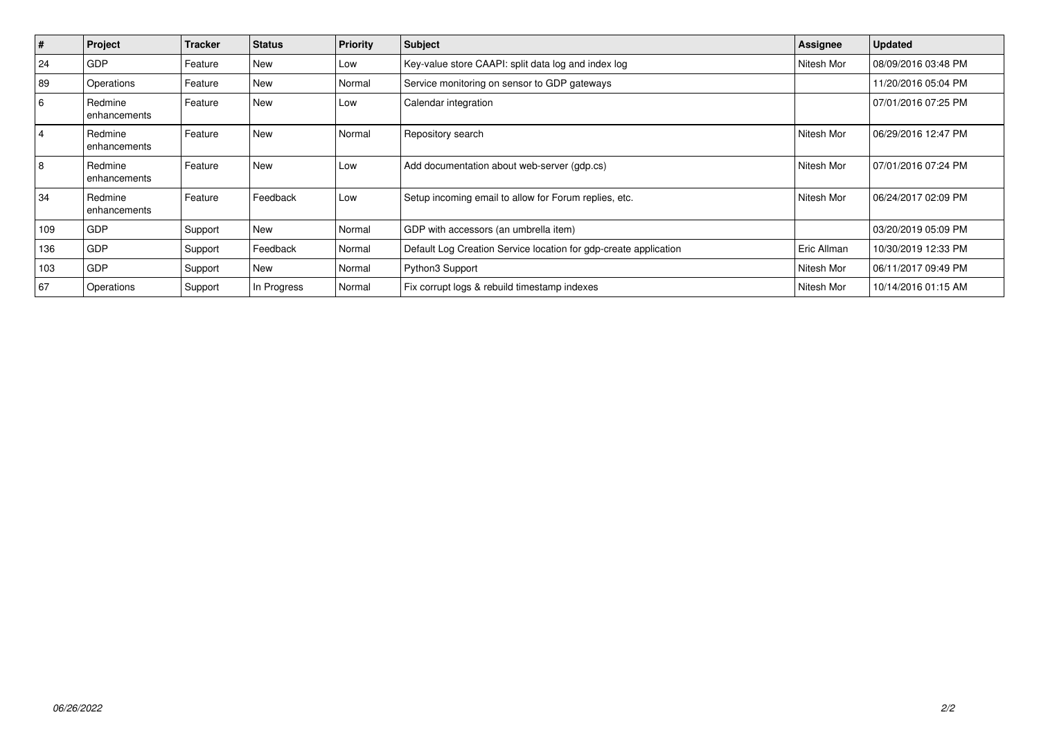| # | Project | Tracker | Status | Priority | Subject | Assignee | Updated |
|---|---|---|---|---|---|---|---|
| 24 | GDP | Feature | New | Low | Key-value store CAAPI: split data log and index log | Nitesh Mor | 08/09/2016 03:48 PM |
| 89 | Operations | Feature | New | Normal | Service monitoring on sensor to GDP gateways | | 11/20/2016 05:04 PM |
| 6 | Redmine enhancements | Feature | New | Low | Calendar integration | | 07/01/2016 07:25 PM |
| 4 | Redmine enhancements | Feature | New | Normal | Repository search | Nitesh Mor | 06/29/2016 12:47 PM |
| 8 | Redmine enhancements | Feature | New | Low | Add documentation about web-server (gdp.cs) | Nitesh Mor | 07/01/2016 07:24 PM |
| 34 | Redmine enhancements | Feature | Feedback | Low | Setup incoming email to allow for Forum replies, etc. | Nitesh Mor | 06/24/2017 02:09 PM |
| 109 | GDP | Support | New | Normal | GDP with accessors (an umbrella item) | | 03/20/2019 05:09 PM |
| 136 | GDP | Support | Feedback | Normal | Default Log Creation Service location for gdp-create application | Eric Allman | 10/30/2019 12:33 PM |
| 103 | GDP | Support | New | Normal | Python3 Support | Nitesh Mor | 06/11/2017 09:49 PM |
| 67 | Operations | Support | In Progress | Normal | Fix corrupt logs & rebuild timestamp indexes | Nitesh Mor | 10/14/2016 01:15 AM |